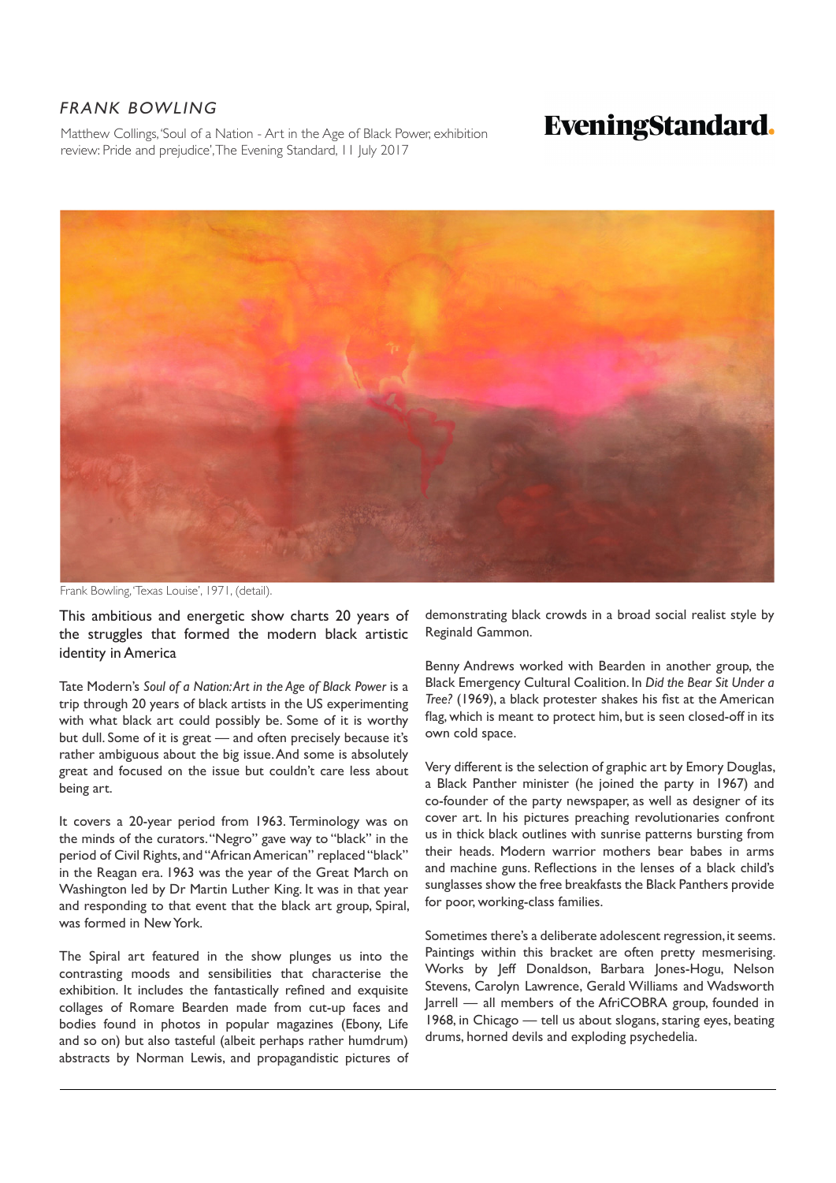*FRANK BOWLING*

Matthew Collings, 'Soul of a Nation - Art in the Age of Black Power, exhibition review: Pride and prejudice', The Evening Standard, 11 July 2017

**EveningStandard.**

Frank Bowling, 'Texas Louise', 1971, (detail).

This ambitious and energetic show charts 20 years of the struggles that formed the modern black artistic identity in America

Tate Modern's *Soul of a Nation: Art in the Age of Black Power* is a trip through 20 years of black artists in the US experimenting with what black art could possibly be. Some of it is worthy but dull. Some of it is great — and often precisely because it's rather ambiguous about the big issue. And some is absolutely great and focused on the issue but couldn't care less about being art.

It covers a 20-year period from 1963. Terminology was on the minds of the curators. "Negro" gave way to "black" in the period of Civil Rights, and "African American" replaced "black" in the Reagan era. 1963 was the year of the Great March on Washington led by Dr Martin Luther King. It was in that year and responding to that event that the black art group, Spiral, was formed in New York.

The Spiral art featured in the show plunges us into the contrasting moods and sensibilities that characterise the exhibition. It includes the fantastically refined and exquisite collages of Romare Bearden made from cut-up faces and bodies found in photos in popular magazines (Ebony, Life and so on) but also tasteful (albeit perhaps rather humdrum) abstracts by Norman Lewis, and propagandistic pictures of demonstrating black crowds in a broad social realist style by Reginald Gammon.

Benny Andrews worked with Bearden in another group, the Black Emergency Cultural Coalition. In *Did the Bear Sit Under a Tree?* (1969), a black protester shakes his fist at the American flag, which is meant to protect him, but is seen closed-off in its own cold space.

Very different is the selection of graphic art by Emory Douglas, a Black Panther minister (he joined the party in 1967) and co-founder of the party newspaper, as well as designer of its cover art. In his pictures preaching revolutionaries confront us in thick black outlines with sunrise patterns bursting from their heads. Modern warrior mothers bear babes in arms and machine guns. Reflections in the lenses of a black child's sunglasses show the free breakfasts the Black Panthers provide for poor, working-class families.

Sometimes there's a deliberate adolescent regression, it seems. Paintings within this bracket are often pretty mesmerising. Works by Jeff Donaldson, Barbara Jones-Hogu, Nelson Stevens, Carolyn Lawrence, Gerald Williams and Wadsworth Jarrell — all members of the AfriCOBRA group, founded in 1968, in Chicago — tell us about slogans, staring eyes, beating drums, horned devils and exploding psychedelia.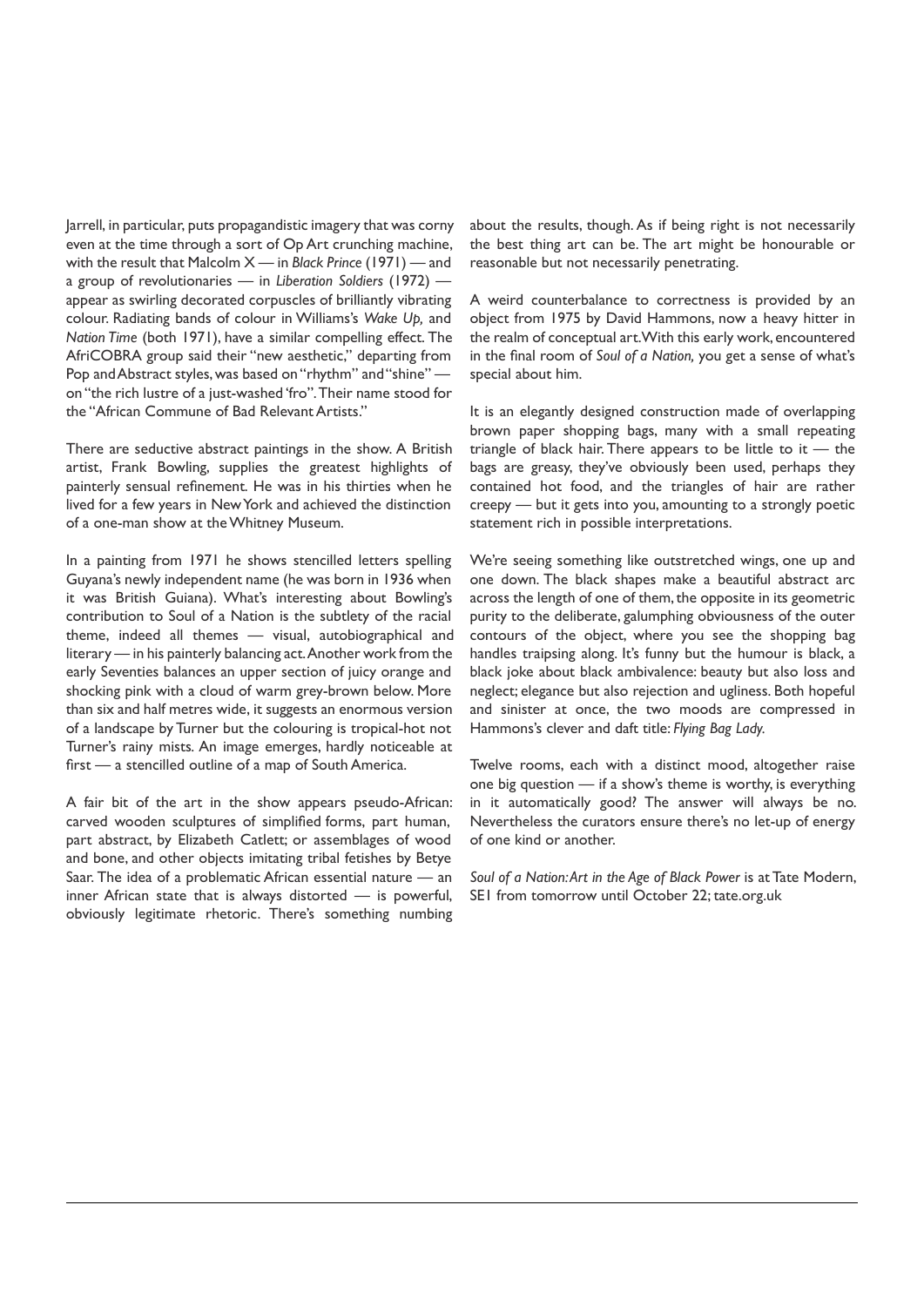Jarrell, in particular, puts propagandistic imagery that was corny even at the time through a sort of Op Art crunching machine, with the result that Malcolm X — in *Black Prince* (1971) — and a group of revolutionaries — in *Liberation Soldiers* (1972) — appear as swirling decorated corpuscles of brilliantly vibrating colour. Radiating bands of colour in Williams's *Wake Up,* and *Nation Time* (both 1971), have a similar compelling effect. The AfriCOBRA group said their "new aesthetic," departing from Pop and Abstract styles, was based on "rhythm" and "shine" — on "the rich lustre of a just-washed 'fro". Their name stood for the "African Commune of Bad Relevant Artists."

There are seductive abstract paintings in the show. A British artist, Frank Bowling, supplies the greatest highlights of painterly sensual refinement. He was in his thirties when he lived for a few years in New York and achieved the distinction of a one-man show at the Whitney Museum.

In a painting from 1971 he shows stencilled letters spelling Guyana's newly independent name (he was born in 1936 when it was British Guiana). What's interesting about Bowling's contribution to Soul of a Nation is the subtlety of the racial theme, indeed all themes — visual, autobiographical and literary — in his painterly balancing act. Another work from the early Seventies balances an upper section of juicy orange and shocking pink with a cloud of warm grey-brown below. More than six and half metres wide, it suggests an enormous version of a landscape by Turner but the colouring is tropical-hot not Turner's rainy mists. An image emerges, hardly noticeable at first — a stencilled outline of a map of South America.

A fair bit of the art in the show appears pseudo-African: carved wooden sculptures of simplified forms, part human, part abstract, by Elizabeth Catlett; or assemblages of wood and bone, and other objects imitating tribal fetishes by Betye Saar. The idea of a problematic African essential nature — an inner African state that is always distorted — is powerful, obviously legitimate rhetoric. There's something numbing about the results, though. As if being right is not necessarily the best thing art can be. The art might be honourable or reasonable but not necessarily penetrating.

A weird counterbalance to correctness is provided by an object from 1975 by David Hammons, now a heavy hitter in the realm of conceptual art. With this early work, encountered in the final room of *Soul of a Nation,* you get a sense of what's special about him.

It is an elegantly designed construction made of overlapping brown paper shopping bags, many with a small repeating triangle of black hair. There appears to be little to it — the bags are greasy, they've obviously been used, perhaps they contained hot food, and the triangles of hair are rather creepy — but it gets into you, amounting to a strongly poetic statement rich in possible interpretations.

We're seeing something like outstretched wings, one up and one down. The black shapes make a beautiful abstract arc across the length of one of them, the opposite in its geometric purity to the deliberate, galumphing obviousness of the outer contours of the object, where you see the shopping bag handles traipsing along. It's funny but the humour is black, a black joke about black ambivalence: beauty but also loss and neglect; elegance but also rejection and ugliness. Both hopeful and sinister at once, the two moods are compressed in Hammons's clever and daft title: *Flying Bag Lady.*

Twelve rooms, each with a distinct mood, altogether raise one big question — if a show's theme is worthy, is everything in it automatically good? The answer will always be no. Nevertheless the curators ensure there's no let-up of energy of one kind or another.

*Soul of a Nation: Art in the Age of Black Power* is at Tate Modern, SE1 from tomorrow until October 22; tate.org.uk